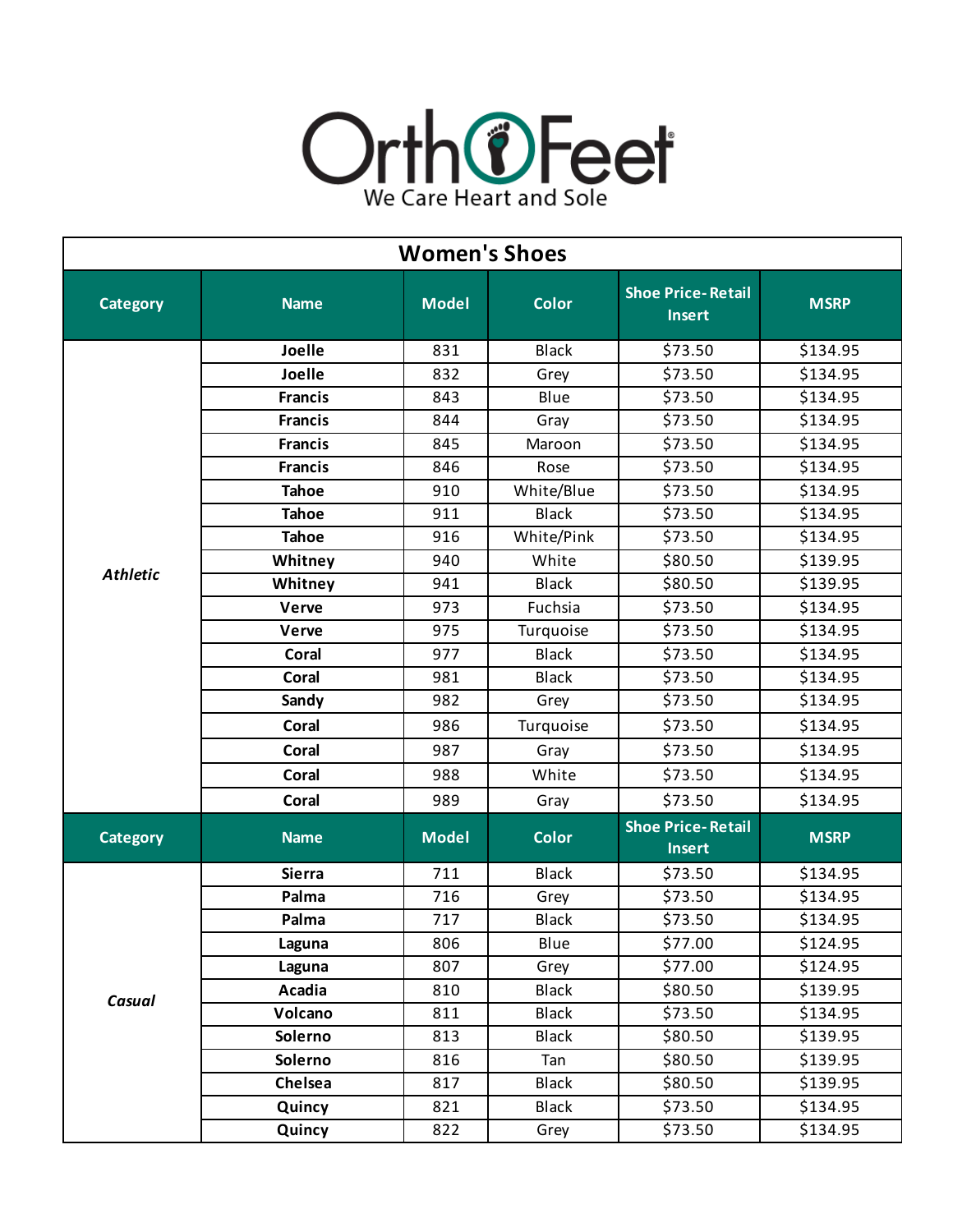OrthoFeet

We Care Heart and Sole

## Women's Shoes

| Category | Name | Model | Color | Shoe Price- Retail Insert | MSRP |
|---|---|---|---|---|---|
| ***Athletic*** | **Joelle** | 831 | Black | $73.50 | $134.95 |
| | **Joelle** | 832 | Grey | $73.50 | $134.95 |
| | **Francis** | 843 | Blue | $73.50 | $134.95 |
| | **Francis** | 844 | Gray | $73.50 | $134.95 |
| | **Francis** | 845 | Maroon | $73.50 | $134.95 |
| | **Francis** | 846 | Rose | $73.50 | $134.95 |
| | **Tahoe** | 910 | White/Blue | $73.50 | $134.95 |
| | **Tahoe** | 911 | Black | $73.50 | $134.95 |
| | **Tahoe** | 916 | White/Pink | $73.50 | $134.95 |
| | **Whitney** | 940 | White | $80.50 | $139.95 |
| | **Whitney** | 941 | Black | $80.50 | $139.95 |
| | **Verve** | 973 | Fuchsia | $73.50 | $134.95 |
| | **Verve** | 975 | Turquoise | $73.50 | $134.95 |
| | **Coral** | 977 | Black | $73.50 | $134.95 |
| | **Coral** | 981 | Black | $73.50 | $134.95 |
| | **Sandy** | 982 | Grey | $73.50 | $134.95 |
| | **Coral** | 986 | Turquoise | $73.50 | $134.95 |
| | **Coral** | 987 | Gray | $73.50 | $134.95 |
| | **Coral** | 988 | White | $73.50 | $134.95 |
| | **Coral** | 989 | Gray | $73.50 | $134.95 |

| Category | Name | Model | Color | Shoe Price- Retail Insert | MSRP |
|---|---|---|---|---|---|
| ***Casual*** | **Sierra** | 711 | Black | $73.50 | $134.95 |
| | **Palma** | 716 | Grey | $73.50 | $134.95 |
| | **Palma** | 717 | Black | $73.50 | $134.95 |
| | **Laguna** | 806 | Blue | $77.00 | $124.95 |
| | **Laguna** | 807 | Grey | $77.00 | $124.95 |
| | **Acadia** | 810 | Black | $80.50 | $139.95 |
| | **Volcano** | 811 | Black | $73.50 | $134.95 |
| | **Solerno** | 813 | Black | $80.50 | $139.95 |
| | **Solerno** | 816 | Tan | $80.50 | $139.95 |
| | **Chelsea** | 817 | Black | $80.50 | $139.95 |
| | **Quincy** | 821 | Black | $73.50 | $134.95 |
| | **Quincy** | 822 | Grey | $73.50 | $134.95 |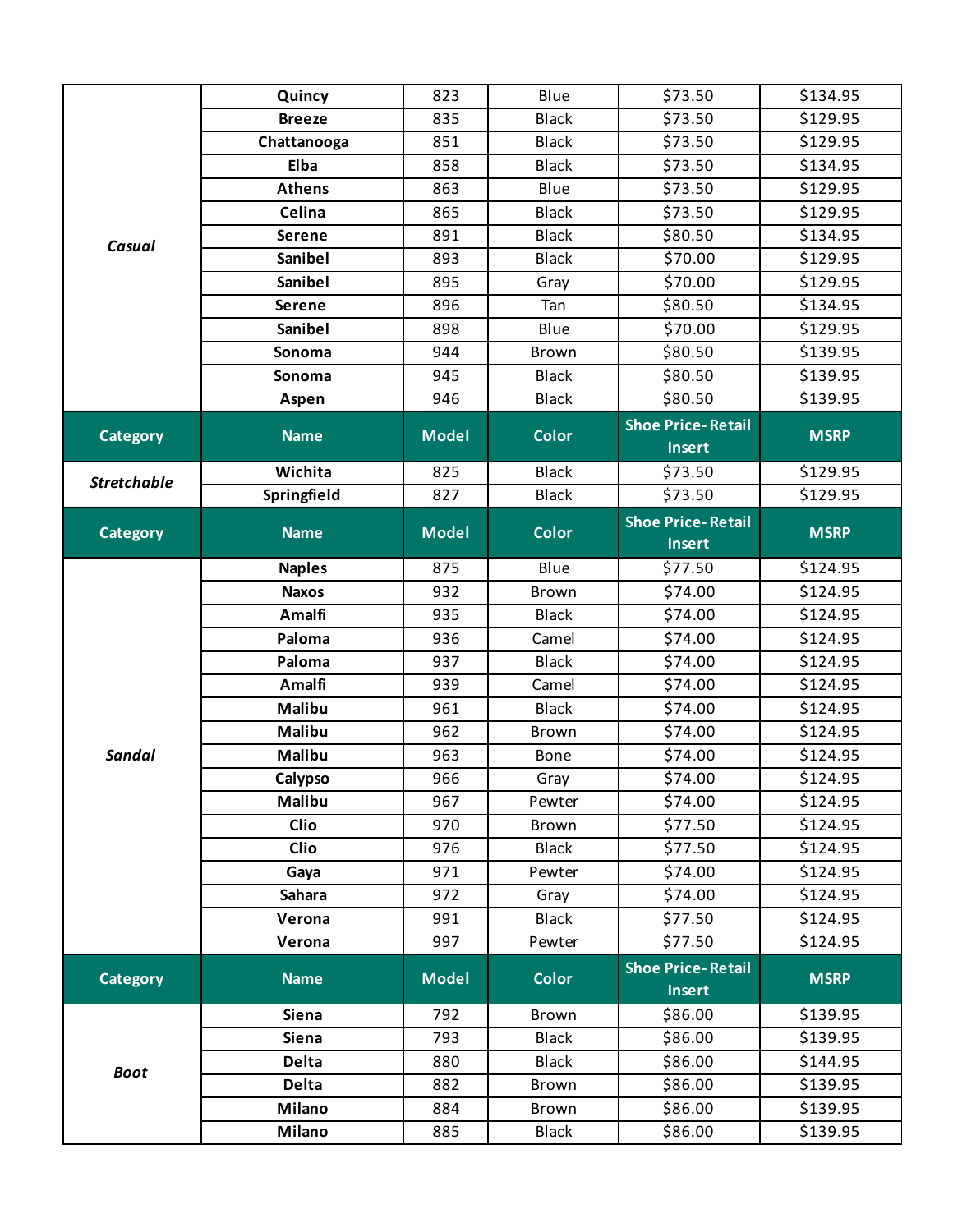| Category | Name | Model | Color | Shoe Price- Retail Insert | MSRP |
|---|---|---|---|---|---|
| *Casual* | Quincy | 823 | Blue | $73.50 | $134.95 |
| | Breeze | 835 | Black | $73.50 | $129.95 |
| | Chattanooga | 851 | Black | $73.50 | $129.95 |
| | Elba | 858 | Black | $73.50 | $134.95 |
| | Athens | 863 | Blue | $73.50 | $129.95 |
| | Celina | 865 | Black | $73.50 | $129.95 |
| | Serene | 891 | Black | $80.50 | $134.95 |
| | Sanibel | 893 | Black | $70.00 | $129.95 |
| | Sanibel | 895 | Gray | $70.00 | $129.95 |
| | Serene | 896 | Tan | $80.50 | $134.95 |
| | Sanibel | 898 | Blue | $70.00 | $129.95 |
| | Sonoma | 944 | Brown | $80.50 | $139.95 |
| | Sonoma | 945 | Black | $80.50 | $139.95 |
| | Aspen | 946 | Black | $80.50 | $139.95 |

| Category | Name | Model | Color | Shoe Price- Retail Insert | MSRP |
|---|---|---|---|---|---|
| *Stretchable* | Wichita | 825 | Black | $73.50 | $129.95 |
| | Springfield | 827 | Black | $73.50 | $129.95 |

| Category | Name | Model | Color | Shoe Price- Retail Insert | MSRP |
|---|---|---|---|---|---|
| *Sandal* | Naples | 875 | Blue | $77.50 | $124.95 |
| | Naxos | 932 | Brown | $74.00 | $124.95 |
| | Amalfi | 935 | Black | $74.00 | $124.95 |
| | Paloma | 936 | Camel | $74.00 | $124.95 |
| | Paloma | 937 | Black | $74.00 | $124.95 |
| | Amalfi | 939 | Camel | $74.00 | $124.95 |
| | Malibu | 961 | Black | $74.00 | $124.95 |
| | Malibu | 962 | Brown | $74.00 | $124.95 |
| | Malibu | 963 | Bone | $74.00 | $124.95 |
| | Calypso | 966 | Gray | $74.00 | $124.95 |
| | Malibu | 967 | Pewter | $74.00 | $124.95 |
| | Clio | 970 | Brown | $77.50 | $124.95 |
| | Clio | 976 | Black | $77.50 | $124.95 |
| | Gaya | 971 | Pewter | $74.00 | $124.95 |
| | Sahara | 972 | Gray | $74.00 | $124.95 |
| | Verona | 991 | Black | $77.50 | $124.95 |
| | Verona | 997 | Pewter | $77.50 | $124.95 |

| Category | Name | Model | Color | Shoe Price- Retail Insert | MSRP |
|---|---|---|---|---|---|
| *Boot* | Siena | 792 | Brown | $86.00 | $139.95 |
| | Siena | 793 | Black | $86.00 | $139.95 |
| | Delta | 880 | Black | $86.00 | $144.95 |
| | Delta | 882 | Brown | $86.00 | $139.95 |
| | Milano | 884 | Brown | $86.00 | $139.95 |
| | Milano | 885 | Black | $86.00 | $139.95 |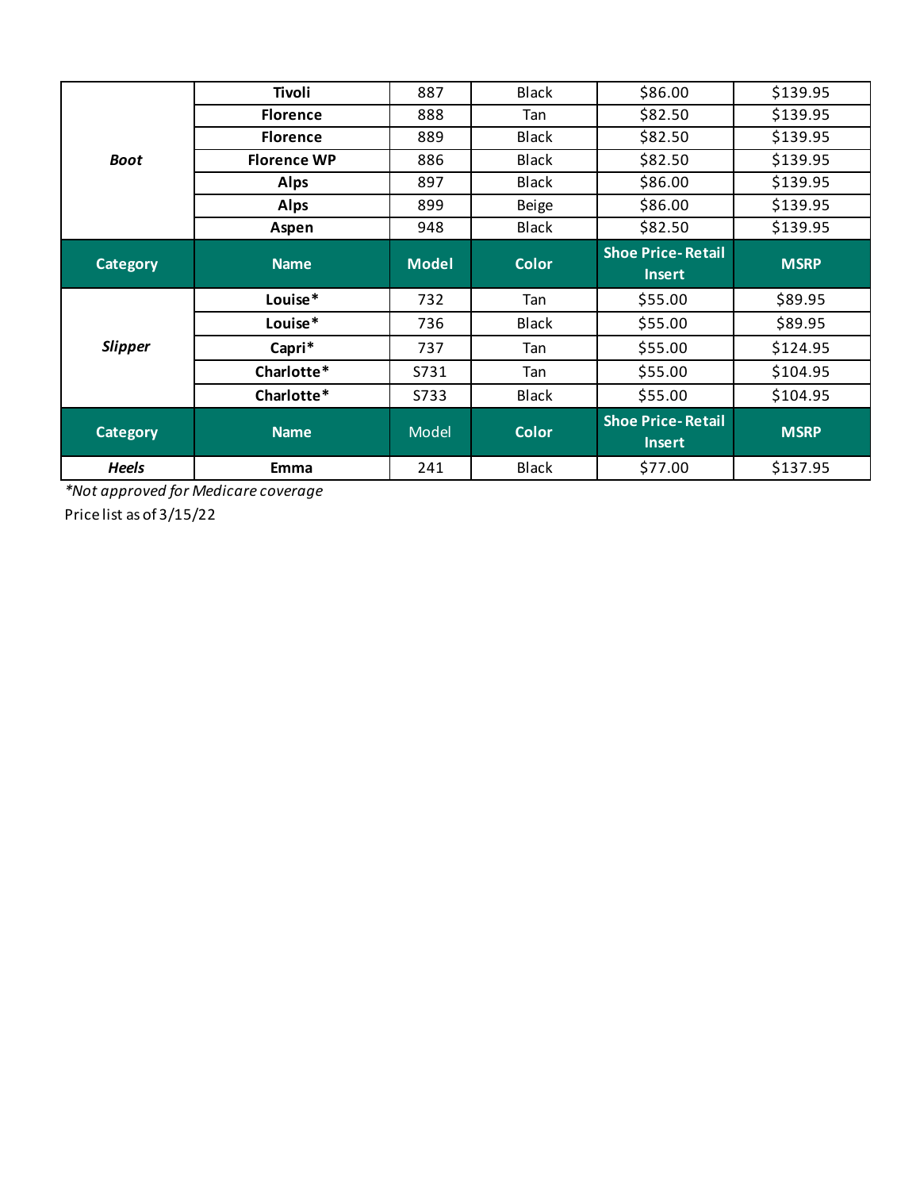| | | | | | |
|---|---|---|---|---|---|
| ***Boot*** | **Tivoli** | 887 | Black | $86.00 | $139.95 |
| | **Florence** | 888 | Tan | $82.50 | $139.95 |
| | **Florence** | 889 | Black | $82.50 | $139.95 |
| | **Florence WP** | 886 | Black | $82.50 | $139.95 |
| | **Alps** | 897 | Black | $86.00 | $139.95 |
| | **Alps** | 899 | Beige | $86.00 | $139.95 |
| | **Aspen** | 948 | Black | $82.50 | $139.95 |
| **Category** | **Name** | **Model** | **Color** | **Shoe Price- Retail Insert** | **MSRP** |
| ***Slipper*** | **Louise*** | 732 | Tan | $55.00 | $89.95 |
| | **Louise*** | 736 | Black | $55.00 | $89.95 |
| | **Capri*** | 737 | Tan | $55.00 | $124.95 |
| | **Charlotte*** | S731 | Tan | $55.00 | $104.95 |
| | **Charlotte*** | S733 | Black | $55.00 | $104.95 |
| **Category** | **Name** | Model | **Color** | **Shoe Price- Retail Insert** | **MSRP** |
| ***Heels*** | **Emma** | 241 | Black | $77.00 | $137.95 |

**Not approved for Medicare coverage*

Price list as of 3/15/22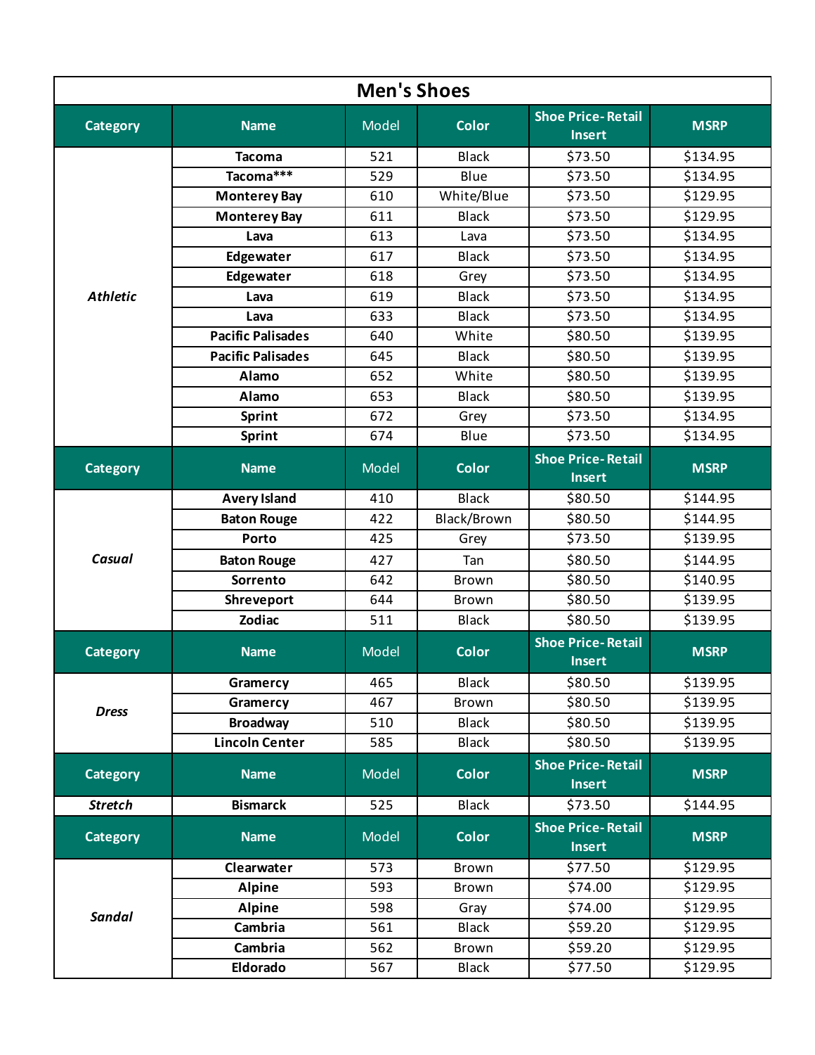# Men's Shoes

| Category | Name | Model | Color | Shoe Price- Retail Insert | MSRP |
|---|---|---|---|---|---|
| *Athletic* | **Tacoma** | 521 | Black | $73.50 | $134.95 |
| | **Tacoma*** ** | 529 | Blue | $73.50 | $134.95 |
| | **Monterey Bay** | 610 | White/Blue | $73.50 | $129.95 |
| | **Monterey Bay** | 611 | Black | $73.50 | $129.95 |
| | **Lava** | 613 | Lava | $73.50 | $134.95 |
| | **Edgewater** | 617 | Black | $73.50 | $134.95 |
| | **Edgewater** | 618 | Grey | $73.50 | $134.95 |
| | **Lava** | 619 | Black | $73.50 | $134.95 |
| | **Lava** | 633 | Black | $73.50 | $134.95 |
| | **Pacific Palisades** | 640 | White | $80.50 | $139.95 |
| | **Pacific Palisades** | 645 | Black | $80.50 | $139.95 |
| | **Alamo** | 652 | White | $80.50 | $139.95 |
| | **Alamo** | 653 | Black | $80.50 | $139.95 |
| | **Sprint** | 672 | Grey | $73.50 | $134.95 |
| | **Sprint** | 674 | Blue | $73.50 | $134.95 |
| **Category** | **Name** | **Model** | **Color** | **Shoe Price- Retail Insert** | **MSRP** |
| *Casual* | **Avery Island** | 410 | Black | $80.50 | $144.95 |
| | **Baton Rouge** | 422 | Black/Brown | $80.50 | $144.95 |
| | **Porto** | 425 | Grey | $73.50 | $139.95 |
| | **Baton Rouge** | 427 | Tan | $80.50 | $144.95 |
| | **Sorrento** | 642 | Brown | $80.50 | $140.95 |
| | **Shreveport** | 644 | Brown | $80.50 | $139.95 |
| | **Zodiac** | 511 | Black | $80.50 | $139.95 |
| **Category** | **Name** | **Model** | **Color** | **Shoe Price- Retail Insert** | **MSRP** |
| *Dress* | **Gramercy** | 465 | Black | $80.50 | $139.95 |
| | **Gramercy** | 467 | Brown | $80.50 | $139.95 |
| | **Broadway** | 510 | Black | $80.50 | $139.95 |
| | **Lincoln Center** | 585 | Black | $80.50 | $139.95 |
| **Category** | **Name** | **Model** | **Color** | **Shoe Price- Retail Insert** | **MSRP** |
| *Stretch* | **Bismarck** | 525 | Black | $73.50 | $144.95 |
| **Category** | **Name** | **Model** | **Color** | **Shoe Price- Retail Insert** | **MSRP** |
| *Sandal* | **Clearwater** | 573 | Brown | $77.50 | $129.95 |
| | **Alpine** | 593 | Brown | $74.00 | $129.95 |
| | **Alpine** | 598 | Gray | $74.00 | $129.95 |
| | **Cambria** | 561 | Black | $59.20 | $129.95 |
| | **Cambria** | 562 | Brown | $59.20 | $129.95 |
| | **Eldorado** | 567 | Black | $77.50 | $129.95 |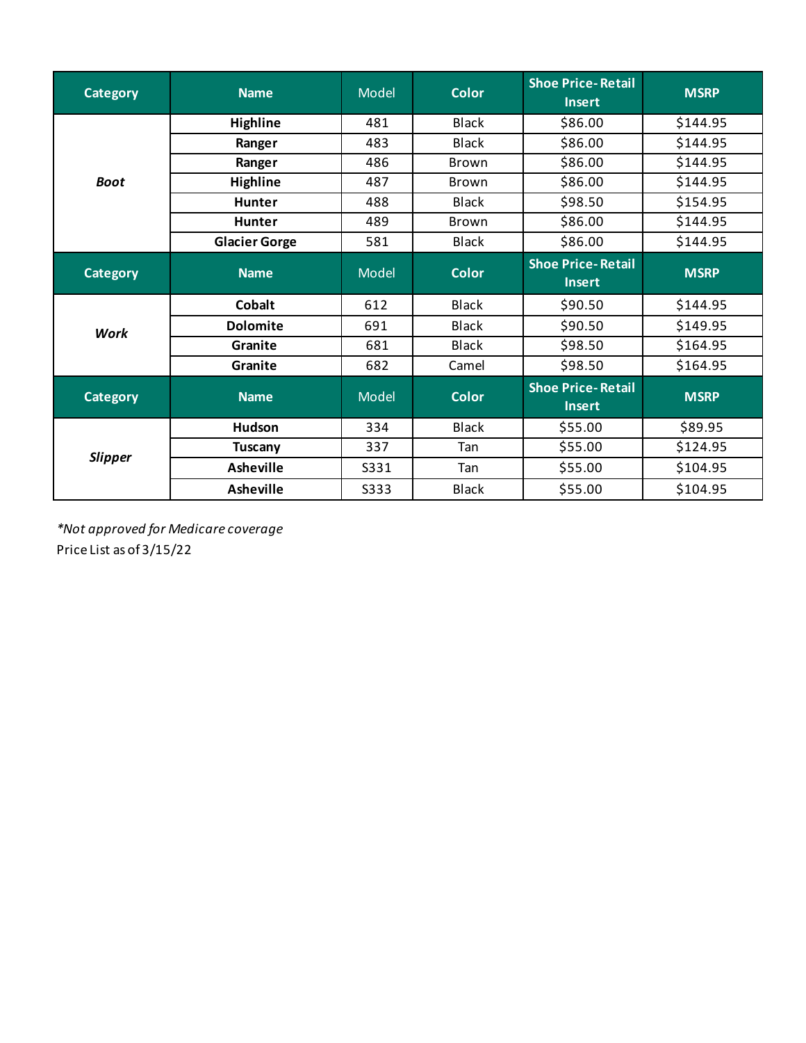| Category | Name | Model | Color | Shoe Price- Retail Insert | MSRP |
|---|---|---|---|---|---|
| ***Boot*** | **Highline** | 481 | Black | $86.00 | $144.95 |
| | **Ranger** | 483 | Black | $86.00 | $144.95 |
| | **Ranger** | 486 | Brown | $86.00 | $144.95 |
| | **Highline** | 487 | Brown | $86.00 | $144.95 |
| | **Hunter** | 488 | Black | $98.50 | $154.95 |
| | **Hunter** | 489 | Brown | $86.00 | $144.95 |
| | **Glacier Gorge** | 581 | Black | $86.00 | $144.95 |
| **Category** | **Name** | **Model** | **Color** | **Shoe Price- Retail Insert** | **MSRP** |
| ***Work*** | **Cobalt** | 612 | Black | $90.50 | $144.95 |
| | **Dolomite** | 691 | Black | $90.50 | $149.95 |
| | **Granite** | 681 | Black | $98.50 | $164.95 |
| | **Granite** | 682 | Camel | $98.50 | $164.95 |
| **Category** | **Name** | **Model** | **Color** | **Shoe Price- Retail Insert** | **MSRP** |
| ***Slipper*** | **Hudson** | 334 | Black | $55.00 | $89.95 |
| | **Tuscany** | 337 | Tan | $55.00 | $124.95 |
| | **Asheville** | S331 | Tan | $55.00 | $104.95 |
| | **Asheville** | S333 | Black | $55.00 | $104.95 |

*\*Not approved for Medicare coverage*

Price List as of 3/15/22